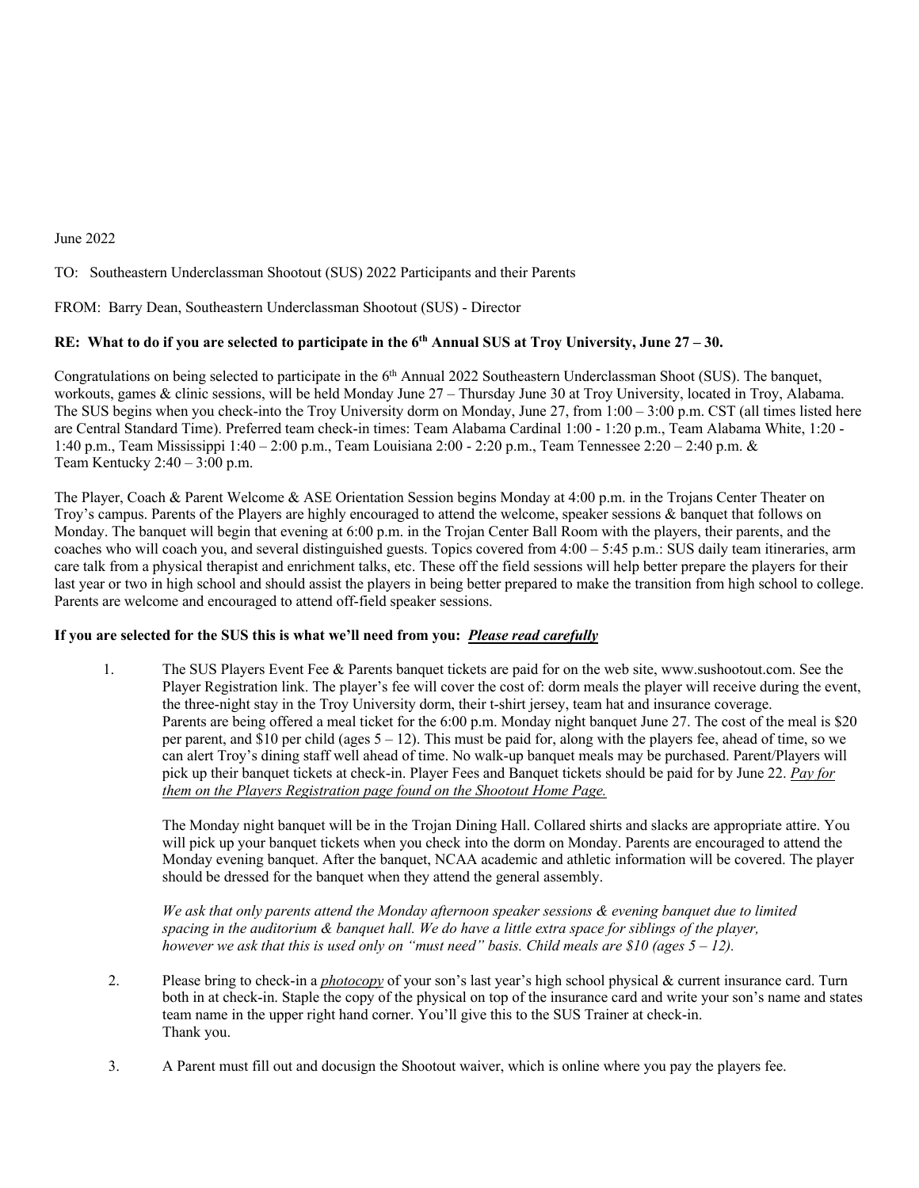June 2022

TO: Southeastern Underclassman Shootout (SUS) 2022 Participants and their Parents

FROM: Barry Dean, Southeastern Underclassman Shootout (SUS) - Director

**RE: What to do if you are selected to participate in the 6th Annual SUS at Troy University, June 27 – 30.**

Congratulations on being selected to participate in the 6th Annual 2022 Southeastern Underclassman Shoot (SUS). The banquet, workouts, games & clinic sessions, will be held Monday June 27 – Thursday June 30 at Troy University, located in Troy, Alabama. The SUS begins when you check-into the Troy University dorm on Monday, June 27, from 1:00 – 3:00 p.m. CST (all times listed here are Central Standard Time). Preferred team check-in times: Team Alabama Cardinal 1:00 - 1:20 p.m., Team Alabama White, 1:20 - 1:40 p.m., Team Mississippi 1:40 – 2:00 p.m., Team Louisiana 2:00 - 2:20 p.m., Team Tennessee 2:20 – 2:40 p.m. & Team Kentucky 2:40 – 3:00 p.m.

The Player, Coach & Parent Welcome & ASE Orientation Session begins Monday at 4:00 p.m. in the Trojans Center Theater on Troy's campus. Parents of the Players are highly encouraged to attend the welcome, speaker sessions & banquet that follows on Monday. The banquet will begin that evening at 6:00 p.m. in the Trojan Center Ball Room with the players, their parents, and the coaches who will coach you, and several distinguished guests. Topics covered from 4:00 – 5:45 p.m.: SUS daily team itineraries, arm care talk from a physical therapist and enrichment talks, etc. These off the field sessions will help better prepare the players for their last year or two in high school and should assist the players in being better prepared to make the transition from high school to college. Parents are welcome and encouraged to attend off-field speaker sessions.

**If you are selected for the SUS this is what we'll need from you:** ***Please read carefully***

1. The SUS Players Event Fee & Parents banquet tickets are paid for on the web site, www.sushootout.com. See the Player Registration link. The player's fee will cover the cost of: dorm meals the player will receive during the event, the three-night stay in the Troy University dorm, their t-shirt jersey, team hat and insurance coverage. Parents are being offered a meal ticket for the 6:00 p.m. Monday night banquet June 27. The cost of the meal is $20 per parent, and $10 per child (ages 5 – 12). This must be paid for, along with the players fee, ahead of time, so we can alert Troy's dining staff well ahead of time. No walk-up banquet meals may be purchased. Parent/Players will pick up their banquet tickets at check-in. Player Fees and Banquet tickets should be paid for by June 22. *Pay for them on the Players Registration page found on the Shootout Home Page.*

   The Monday night banquet will be in the Trojan Dining Hall. Collared shirts and slacks are appropriate attire. You will pick up your banquet tickets when you check into the dorm on Monday. Parents are encouraged to attend the Monday evening banquet. After the banquet, NCAA academic and athletic information will be covered. The player should be dressed for the banquet when they attend the general assembly.

   *We ask that only parents attend the Monday afternoon speaker sessions & evening banquet due to limited spacing in the auditorium & banquet hall. We do have a little extra space for siblings of the player, however we ask that this is used only on "must need" basis. Child meals are $10 (ages 5 – 12).*

2. Please bring to check-in a ***photocopy*** of your son's last year's high school physical & current insurance card. Turn both in at check-in. Staple the copy of the physical on top of the insurance card and write your son's name and states team name in the upper right hand corner. You'll give this to the SUS Trainer at check-in.
   Thank you.

3. A Parent must fill out and docusign the Shootout waiver, which is online where you pay the players fee.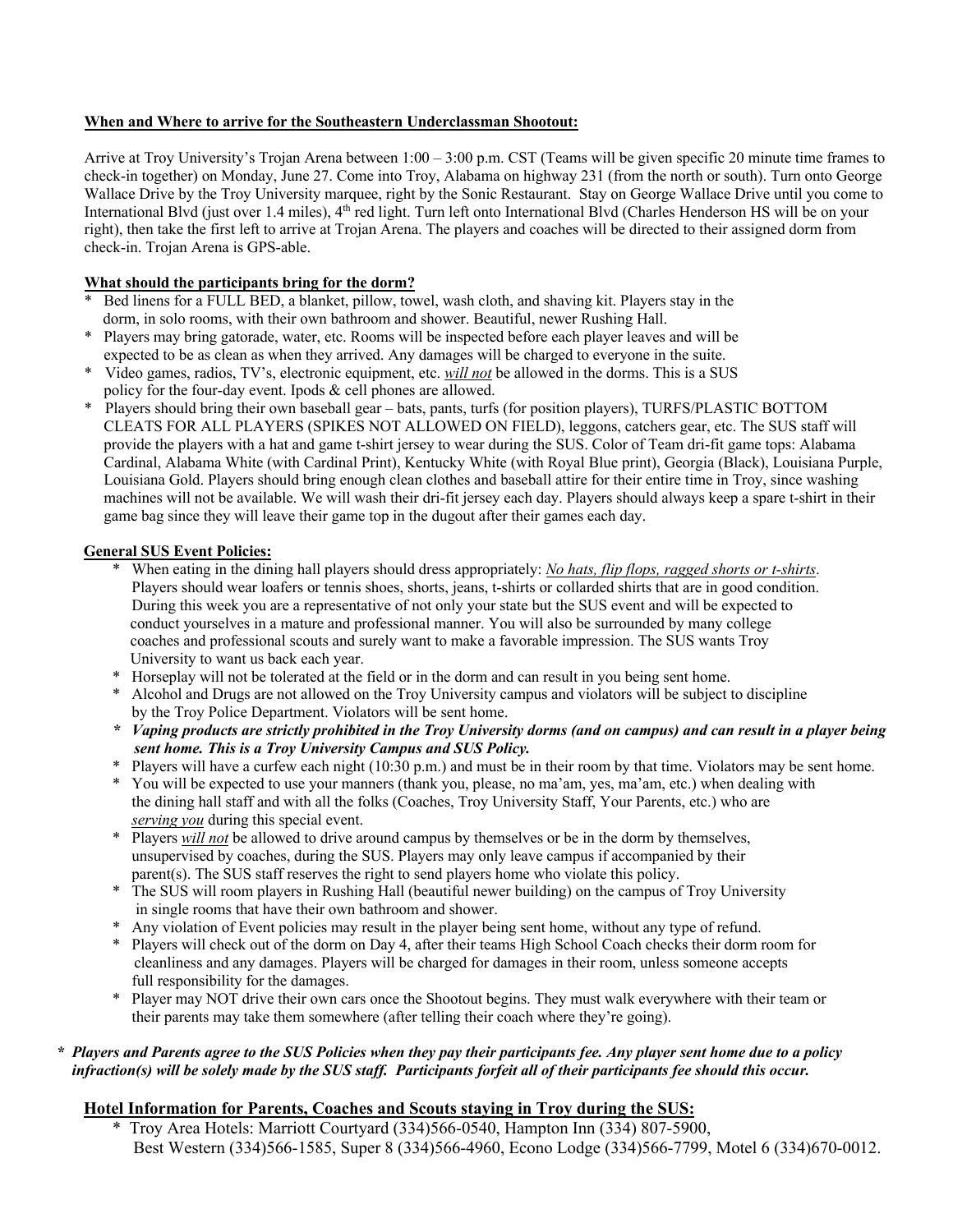**When and Where to arrive for the Southeastern Underclassman Shootout:**

Arrive at Troy University's Trojan Arena between 1:00 – 3:00 p.m. CST (Teams will be given specific 20 minute time frames to check-in together) on Monday, June 27. Come into Troy, Alabama on highway 231 (from the north or south). Turn onto George Wallace Drive by the Troy University marquee, right by the Sonic Restaurant. Stay on George Wallace Drive until you come to International Blvd (just over 1.4 miles), 4th red light. Turn left onto International Blvd (Charles Henderson HS will be on your right), then take the first left to arrive at Trojan Arena. The players and coaches will be directed to their assigned dorm from check-in. Trojan Arena is GPS-able.

**What should the participants bring for the dorm?**

* Bed linens for a FULL BED, a blanket, pillow, towel, wash cloth, and shaving kit. Players stay in the dorm, in solo rooms, with their own bathroom and shower. Beautiful, newer Rushing Hall.
* Players may bring gatorade, water, etc. Rooms will be inspected before each player leaves and will be expected to be as clean as when they arrived. Any damages will be charged to everyone in the suite.
* Video games, radios, TV's, electronic equipment, etc. *will not* be allowed in the dorms. This is a SUS policy for the four-day event. Ipods & cell phones are allowed.
* Players should bring their own baseball gear – bats, pants, turfs (for position players), TURFS/PLASTIC BOTTOM CLEATS FOR ALL PLAYERS (SPIKES NOT ALLOWED ON FIELD), leggons, catchers gear, etc. The SUS staff will provide the players with a hat and game t-shirt jersey to wear during the SUS. Color of Team dri-fit game tops: Alabama Cardinal, Alabama White (with Cardinal Print), Kentucky White (with Royal Blue print), Georgia (Black), Louisiana Purple, Louisiana Gold. Players should bring enough clean clothes and baseball attire for their entire time in Troy, since washing machines will not be available. We will wash their dri-fit jersey each day. Players should always keep a spare t-shirt in their game bag since they will leave their game top in the dugout after their games each day.

**General SUS Event Policies:**

* When eating in the dining hall players should dress appropriately: *No hats, flip flops, ragged shorts or t-shirts*. Players should wear loafers or tennis shoes, shorts, jeans, t-shirts or collarded shirts that are in good condition. During this week you are a representative of not only your state but the SUS event and will be expected to conduct yourselves in a mature and professional manner. You will also be surrounded by many college coaches and professional scouts and surely want to make a favorable impression. The SUS wants Troy University to want us back each year.
* Horseplay will not be tolerated at the field or in the dorm and can result in you being sent home.
* Alcohol and Drugs are not allowed on the Troy University campus and violators will be subject to discipline by the Troy Police Department. Violators will be sent home.
* ***Vaping products are strictly prohibited in the Troy University dorms (and on campus) and can result in a player being sent home. This is a Troy University Campus and SUS Policy.***
* Players will have a curfew each night (10:30 p.m.) and must be in their room by that time. Violators may be sent home.
* You will be expected to use your manners (thank you, please, no ma'am, yes, ma'am, etc.) when dealing with the dining hall staff and with all the folks (Coaches, Troy University Staff, Your Parents, etc.) who are *serving you* during this special event.
* Players *will not* be allowed to drive around campus by themselves or be in the dorm by themselves, unsupervised by coaches, during the SUS. Players may only leave campus if accompanied by their parent(s). The SUS staff reserves the right to send players home who violate this policy.
* The SUS will room players in Rushing Hall (beautiful newer building) on the campus of Troy University in single rooms that have their own bathroom and shower.
* Any violation of Event policies may result in the player being sent home, without any type of refund.
* Players will check out of the dorm on Day 4, after their teams High School Coach checks their dorm room for cleanliness and any damages. Players will be charged for damages in their room, unless someone accepts full responsibility for the damages.
* Player may NOT drive their own cars once the Shootout begins. They must walk everywhere with their team or their parents may take them somewhere (after telling their coach where they're going).

***\* Players and Parents agree to the SUS Policies when they pay their participants fee. Any player sent home due to a policy infraction(s) will be solely made by the SUS staff. Participants forfeit all of their participants fee should this occur.***

**Hotel Information for Parents, Coaches and Scouts staying in Troy during the SUS:**

* Troy Area Hotels: Marriott Courtyard (334)566-0540, Hampton Inn (334) 807-5900, Best Western (334)566-1585, Super 8 (334)566-4960, Econo Lodge (334)566-7799, Motel 6 (334)670-0012.